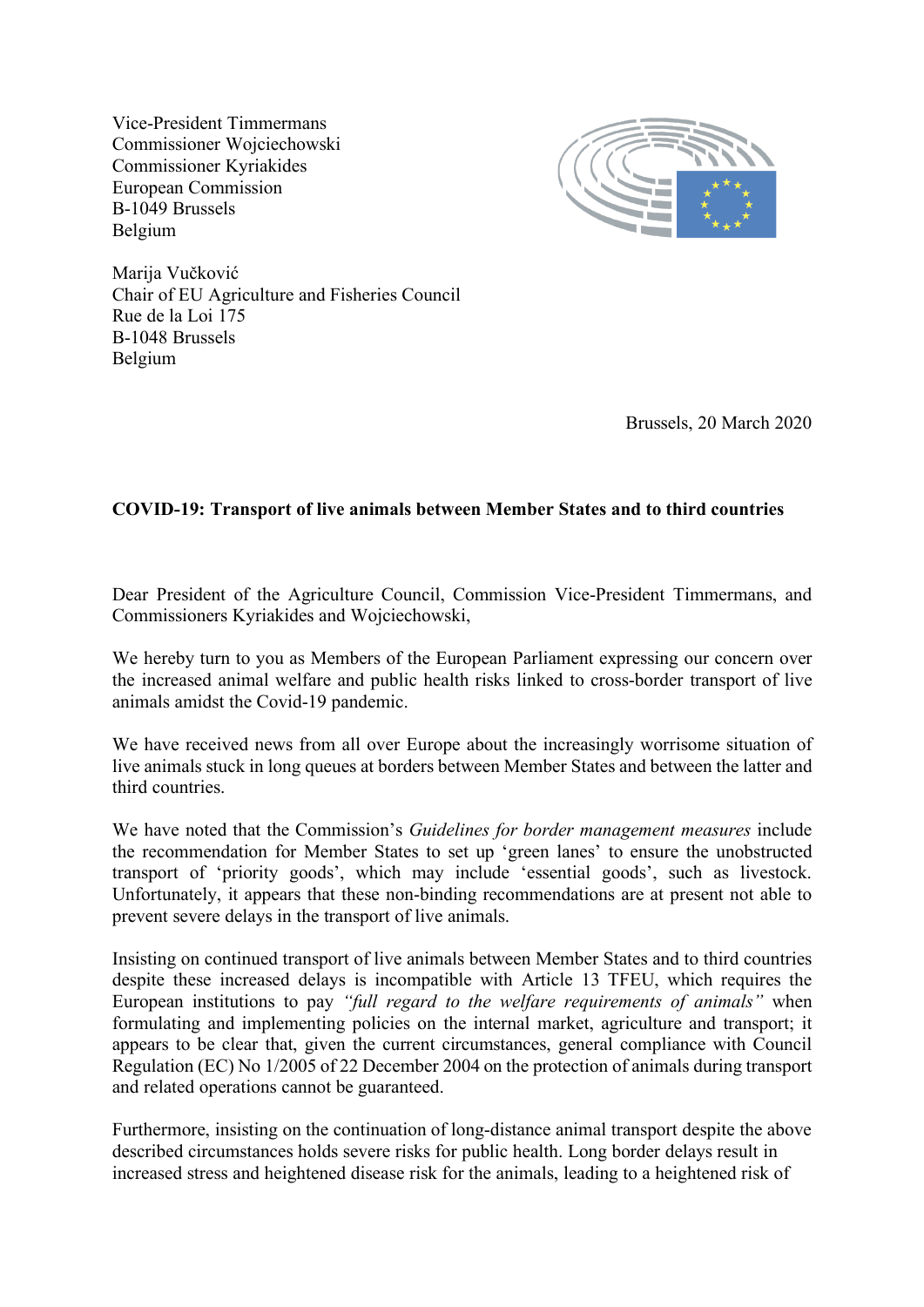Vice-President Timmermans
Commissioner Wojciechowski
Commissioner Kyriakides
European Commission
B-1049 Brussels
Belgium

Marija Vučković
Chair of EU Agriculture and Fisheries Council
Rue de la Loi 175
B-1048 Brussels
Belgium

Brussels, 20 March 2020

**COVID-19: Transport of live animals between Member States and to third countries**

Dear President of the Agriculture Council, Commission Vice-President Timmermans, and Commissioners Kyriakides and Wojciechowski,

We hereby turn to you as Members of the European Parliament expressing our concern over the increased animal welfare and public health risks linked to cross-border transport of live animals amidst the Covid-19 pandemic.

We have received news from all over Europe about the increasingly worrisome situation of live animals stuck in long queues at borders between Member States and between the latter and third countries.

We have noted that the Commission's *Guidelines for border management measures* include the recommendation for Member States to set up 'green lanes' to ensure the unobstructed transport of 'priority goods', which may include 'essential goods', such as livestock. Unfortunately, it appears that these non-binding recommendations are at present not able to prevent severe delays in the transport of live animals.

Insisting on continued transport of live animals between Member States and to third countries despite these increased delays is incompatible with Article 13 TFEU, which requires the European institutions to pay *"full regard to the welfare requirements of animals"* when formulating and implementing policies on the internal market, agriculture and transport; it appears to be clear that, given the current circumstances, general compliance with Council Regulation (EC) No 1/2005 of 22 December 2004 on the protection of animals during transport and related operations cannot be guaranteed.

Furthermore, insisting on the continuation of long-distance animal transport despite the above described circumstances holds severe risks for public health. Long border delays result in increased stress and heightened disease risk for the animals, leading to a heightened risk of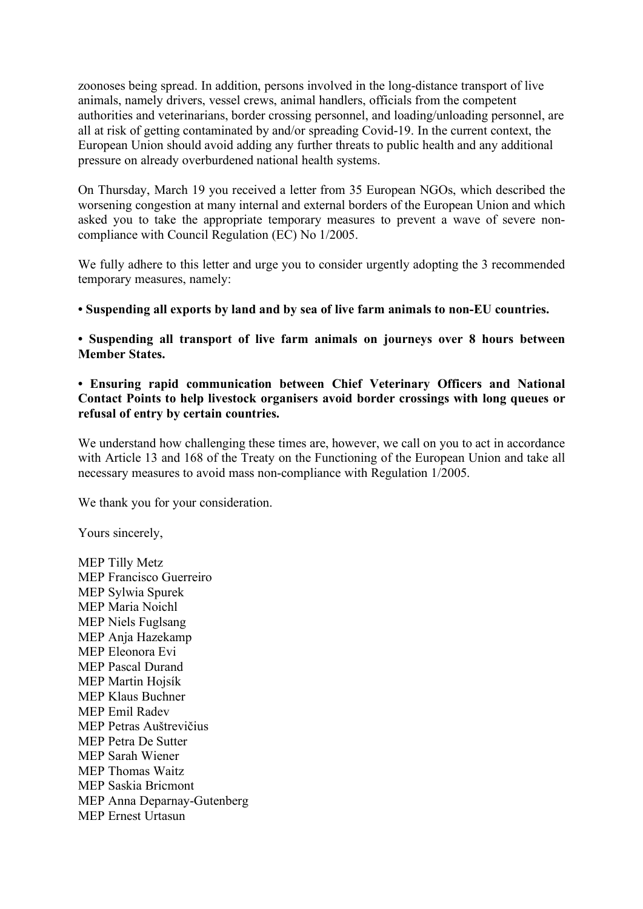zoonoses being spread. In addition, persons involved in the long-distance transport of live animals, namely drivers, vessel crews, animal handlers, officials from the competent authorities and veterinarians, border crossing personnel, and loading/unloading personnel, are all at risk of getting contaminated by and/or spreading Covid-19. In the current context, the European Union should avoid adding any further threats to public health and any additional pressure on already overburdened national health systems.

On Thursday, March 19 you received a letter from 35 European NGOs, which described the worsening congestion at many internal and external borders of the European Union and which asked you to take the appropriate temporary measures to prevent a wave of severe non-compliance with Council Regulation (EC) No 1/2005.

We fully adhere to this letter and urge you to consider urgently adopting the 3 recommended temporary measures, namely:

**• Suspending all exports by land and by sea of live farm animals to non-EU countries.**

**• Suspending all transport of live farm animals on journeys over 8 hours between Member States.**

**• Ensuring rapid communication between Chief Veterinary Officers and National Contact Points to help livestock organisers avoid border crossings with long queues or refusal of entry by certain countries.**

We understand how challenging these times are, however, we call on you to act in accordance with Article 13 and 168 of the Treaty on the Functioning of the European Union and take all necessary measures to avoid mass non-compliance with Regulation 1/2005.

We thank you for your consideration.

Yours sincerely,

MEP Tilly Metz
MEP Francisco Guerreiro
MEP Sylwia Spurek
MEP Maria Noichl
MEP Niels Fuglsang
MEP Anja Hazekamp
MEP Eleonora Evi
MEP Pascal Durand
MEP Martin Hojsík
MEP Klaus Buchner
MEP Emil Radev
MEP Petras Auštrevičius
MEP Petra De Sutter
MEP Sarah Wiener
MEP Thomas Waitz
MEP Saskia Bricmont
MEP Anna Deparnay-Gutenberg
MEP Ernest Urtasun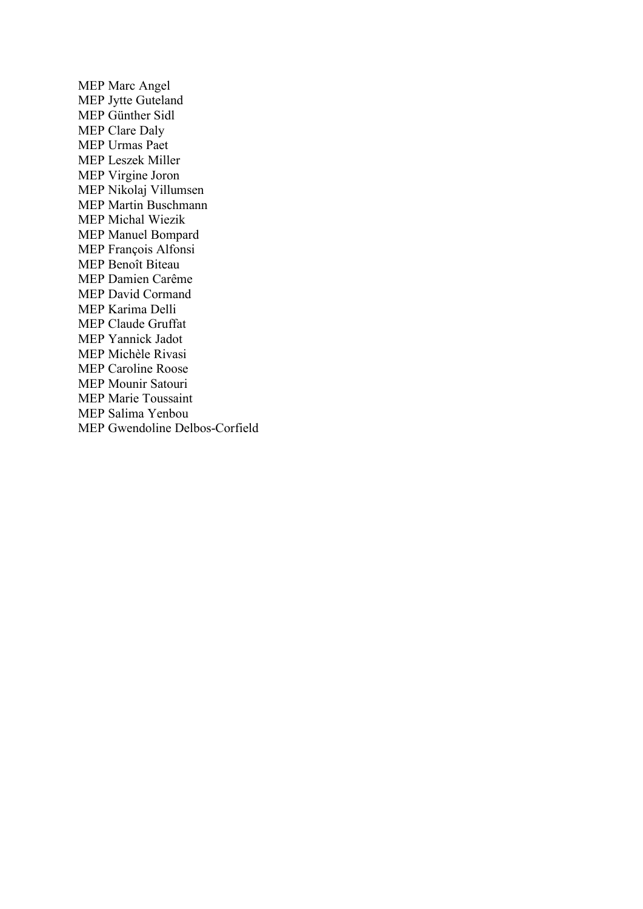MEP Marc Angel
MEP Jytte Guteland
MEP Günther Sidl
MEP Clare Daly
MEP Urmas Paet
MEP Leszek Miller
MEP Virgine Joron
MEP Nikolaj Villumsen
MEP Martin Buschmann
MEP Michal Wiezik
MEP Manuel Bompard
MEP François Alfonsi
MEP Benoît Biteau
MEP Damien Carême
MEP David Cormand
MEP Karima Delli
MEP Claude Gruffat
MEP Yannick Jadot
MEP Michèle Rivasi
MEP Caroline Roose
MEP Mounir Satouri
MEP Marie Toussaint
MEP Salima Yenbou
MEP Gwendoline Delbos-Corfield